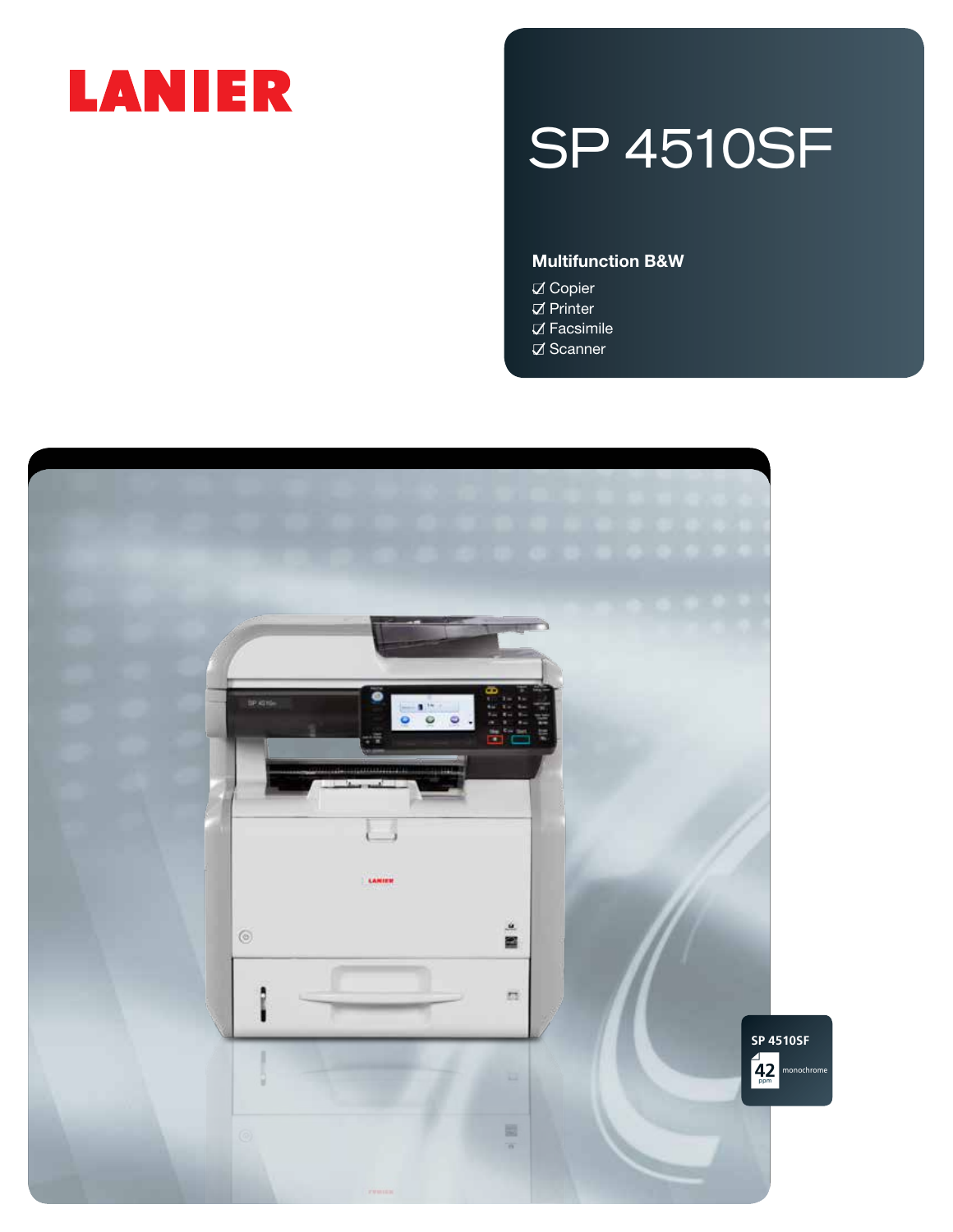LANIER

# SP 4510SF

**Multifunction B&W**

- ☑ Copier
- ☑ Printer
- ☑ Facsimile
- ☑ Scanner

SP 4510SF

42 ppm monochrome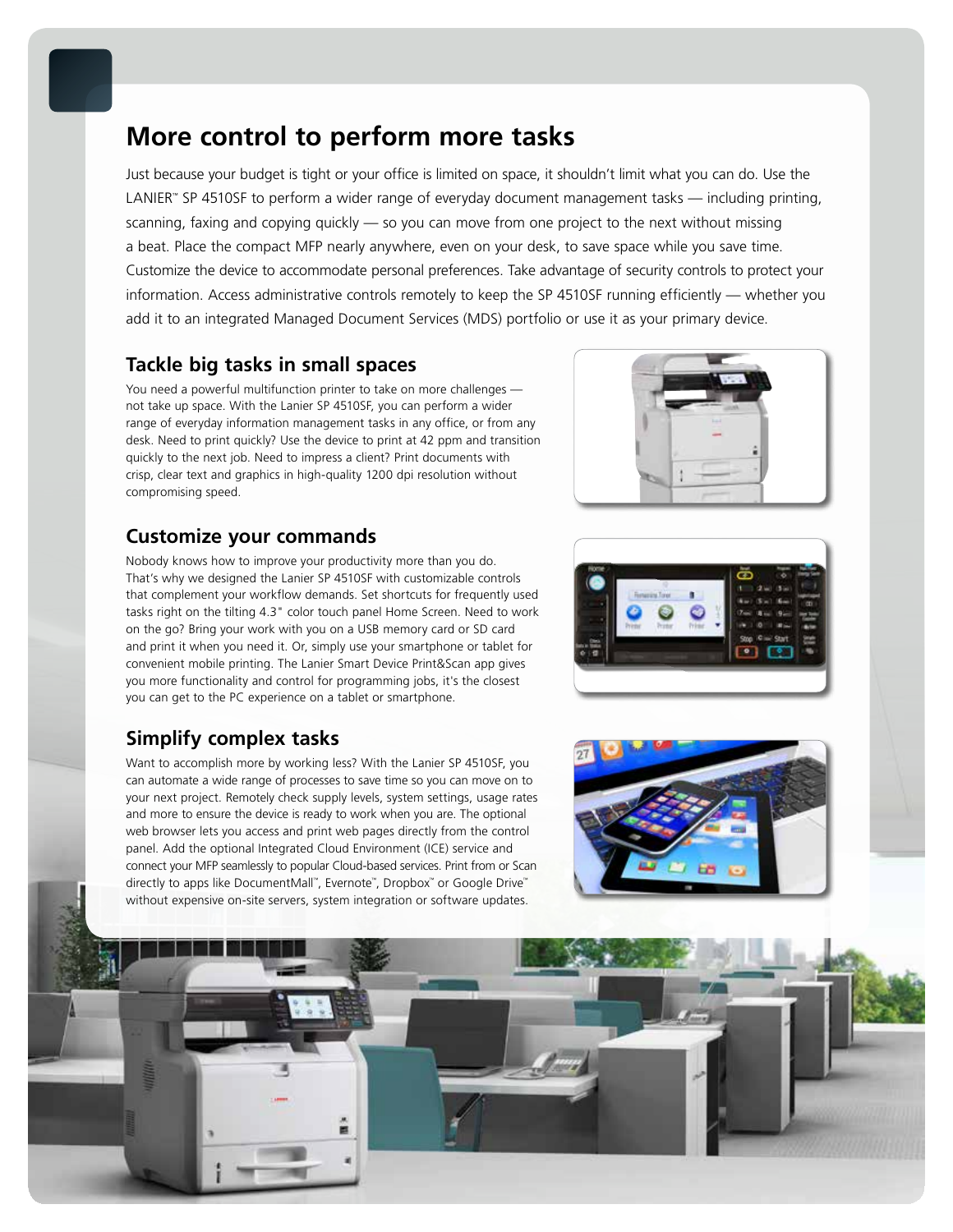# More control to perform more tasks

Just because your budget is tight or your office is limited on space, it shouldn't limit what you can do. Use the LANIER™ SP 4510SF to perform a wider range of everyday document management tasks — including printing, scanning, faxing and copying quickly — so you can move from one project to the next without missing a beat. Place the compact MFP nearly anywhere, even on your desk, to save space while you save time. Customize the device to accommodate personal preferences. Take advantage of security controls to protect your information. Access administrative controls remotely to keep the SP 4510SF running efficiently — whether you add it to an integrated Managed Document Services (MDS) portfolio or use it as your primary device.

## Tackle big tasks in small spaces

You need a powerful multifunction printer to take on more challenges — not take up space. With the Lanier SP 4510SF, you can perform a wider range of everyday information management tasks in any office, or from any desk. Need to print quickly? Use the device to print at 42 ppm and transition quickly to the next job. Need to impress a client? Print documents with crisp, clear text and graphics in high-quality 1200 dpi resolution without compromising speed.

## Customize your commands

Nobody knows how to improve your productivity more than you do. That's why we designed the Lanier SP 4510SF with customizable controls that complement your workflow demands. Set shortcuts for frequently used tasks right on the tilting 4.3" color touch panel Home Screen. Need to work on the go? Bring your work with you on a USB memory card or SD card and print it when you need it. Or, simply use your smartphone or tablet for convenient mobile printing. The Lanier Smart Device Print&Scan app gives you more functionality and control for programming jobs, it's the closest you can get to the PC experience on a tablet or smartphone.

## Simplify complex tasks

Want to accomplish more by working less? With the Lanier SP 4510SF, you can automate a wide range of processes to save time so you can move on to your next project. Remotely check supply levels, system settings, usage rates and more to ensure the device is ready to work when you are. The optional web browser lets you access and print web pages directly from the control panel. Add the optional Integrated Cloud Environment (ICE) service and connect your MFP seamlessly to popular Cloud-based services. Print from or Scan directly to apps like DocumentMall™, Evernote™, Dropbox™ or Google Drive™ without expensive on-site servers, system integration or software updates.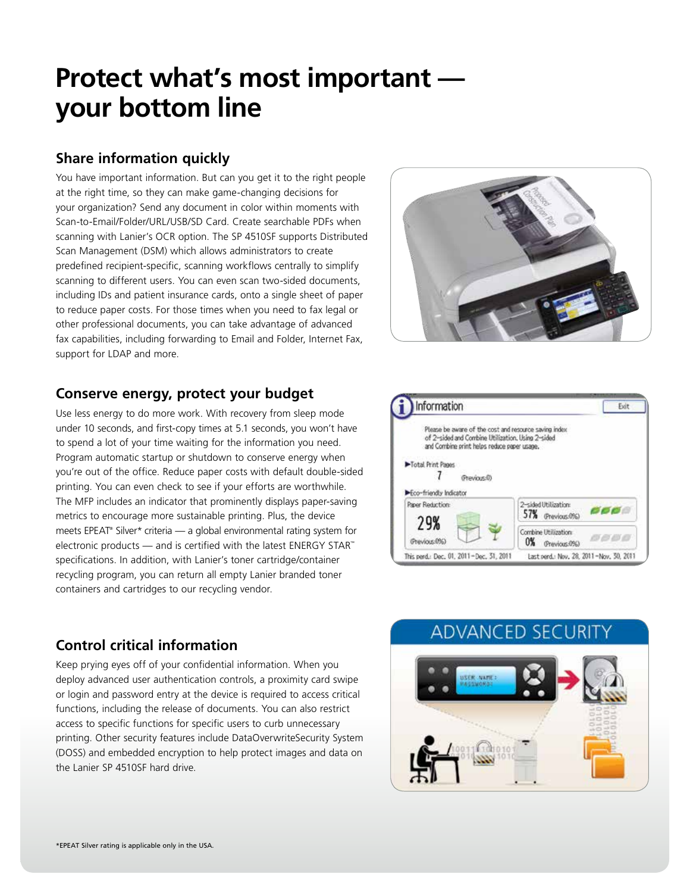# Protect what's most important — your bottom line

## Share information quickly

You have important information. But can you get it to the right people at the right time, so they can make game-changing decisions for your organization? Send any document in color within moments with Scan-to-Email/Folder/URL/USB/SD Card. Create searchable PDFs when scanning with Lanier's OCR option. The SP 4510SF supports Distributed Scan Management (DSM) which allows administrators to create predefined recipient-specific, scanning workflows centrally to simplify scanning to different users. You can even scan two-sided documents, including IDs and patient insurance cards, onto a single sheet of paper to reduce paper costs. For those times when you need to fax legal or other professional documents, you can take advantage of advanced fax capabilities, including forwarding to Email and Folder, Internet Fax, support for LDAP and more.

## Conserve energy, protect your budget

Use less energy to do more work. With recovery from sleep mode under 10 seconds, and first-copy times at 5.1 seconds, you won't have to spend a lot of your time waiting for the information you need. Program automatic startup or shutdown to conserve energy when you're out of the office. Reduce paper costs with default double-sided printing. You can even check to see if your efforts are worthwhile. The MFP includes an indicator that prominently displays paper-saving metrics to encourage more sustainable printing. Plus, the device meets EPEAT® Silver* criteria — a global environmental rating system for electronic products — and is certified with the latest ENERGY STAR™ specifications. In addition, with Lanier's toner cartridge/container recycling program, you can return all empty Lanier branded toner containers and cartridges to our recycling vendor.

## Control critical information

Keep prying eyes off of your confidential information. When you deploy advanced user authentication controls, a proximity card swipe or login and password entry at the device is required to access critical functions, including the release of documents. You can also restrict access to specific functions for specific users to curb unnecessary printing. Other security features include DataOverwriteSecurity System (DOSS) and embedded encryption to help protect images and data on the Lanier SP 4510SF hard drive.

ADVANCED SECURITY

*EPEAT Silver rating is applicable only in the USA.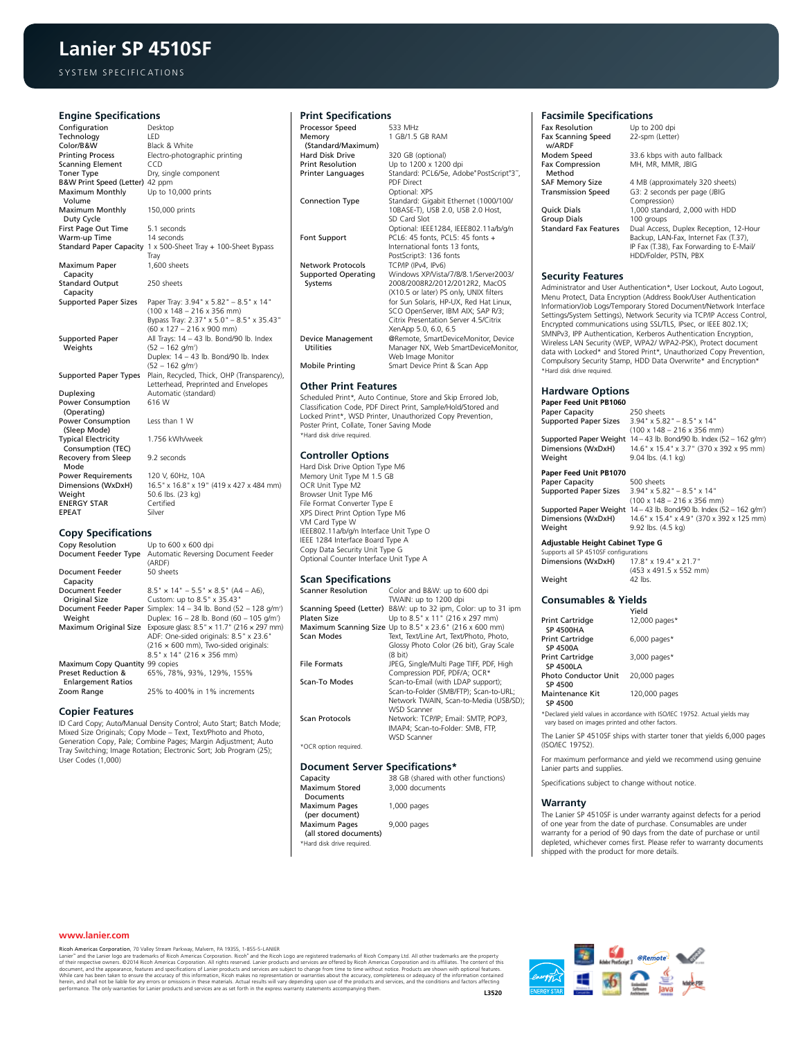# Lanier SP 4510SF

SYSTEM SPECIFICATIONS

## Engine Specifications

| | |
|---|---|
| Configuration | Desktop |
| Technology | LED |
| Color/B&W | Black & White |
| Printing Process | Electro-photographic printing |
| Scanning Element | CCD |
| Toner Type | Dry, single component |
| B&W Print Speed (Letter) | 42 ppm |
| Maximum Monthly Volume | Up to 10,000 prints |
| Maximum Monthly Duty Cycle | 150,000 prints |
| First Page Out Time | 5.1 seconds |
| Warm-up Time | 14 seconds |
| Standard Paper Capacity | 1 x 500-Sheet Tray + 100-Sheet Bypass Tray |
| Maximum Paper Capacity | 1,600 sheets |
| Standard Output Capacity | 250 sheets |
| Supported Paper Sizes | Paper Tray: 3.94" x 5.82" – 8.5" x 14" (100 x 148 – 216 x 356 mm) Bypass Tray: 2.37" x 5.0" – 8.5" x 35.43" (60 x 127 – 216 x 900 mm) |
| Supported Paper Weights | All Trays: 14 – 43 lb. Bond/90 lb. Index (52 – 162 g/m²) Duplex: 14 – 43 lb. Bond/90 lb. Index (52 – 162 g/m²) |
| Supported Paper Types | Plain, Recycled, Thick, OHP (Transparency), Letterhead, Preprinted and Envelopes |
| Duplexing | Automatic (standard) |
| Power Consumption (Operating) | 616 W |
| Power Consumption (Sleep Mode) | Less than 1 W |
| Typical Electricity Consumption (TEC) | 1.756 kWh/week |
| Recovery from Sleep Mode | 9.2 seconds |
| Power Requirements | 120 V, 60Hz, 10A |
| Dimensions (WxDxH) | 16.5" x 16.8" x 19" (419 x 427 x 484 mm) |
| Weight | 50.6 lbs. (23 kg) |
| ENERGY STAR | Certified |
| EPEAT | Silver |

## Copy Specifications

| | |
|---|---|
| Copy Resolution | Up to 600 x 600 dpi |
| Document Feeder Type | Automatic Reversing Document Feeder (ARDF) |
| Document Feeder Capacity | 50 sheets |
| Document Feeder Original Size | 8.5" x 14" – 5.5" x 8.5" (A4 – A6), Custom: up to 8.5" x 35.43" |
| Document Feeder Paper Weight | Simplex: 14 – 34 lb. Bond (52 – 128 g/m²) Duplex: 16 – 28 lb. Bond (60 – 105 g/m²) |
| Maximum Original Size | Exposure glass: 8.5" x 11.7" (216 x 297 mm) ADF: One-sided originals: 8.5" x 23.6" (216 x 600 mm), Two-sided originals: 8.5" x 14" (216 x 356 mm) |
| Maximum Copy Quantity | 99 copies |
| Preset Reduction & Enlargement Ratios | 65%, 78%, 93%, 129%, 155% |
| Zoom Range | 25% to 400% in 1% increments |

## Copier Features

ID Card Copy; Auto/Manual Density Control; Auto Start; Batch Mode; Mixed Size Originals; Copy Mode – Text, Text/Photo and Photo, Generation Copy, Pale; Combine Pages; Margin Adjustment; Auto Tray Switching; Image Rotation; Electronic Sort; Job Program (25); User Codes (1,000)

## Print Specifications

| | |
|---|---|
| Processor Speed | 533 MHz |
| Memory (Standard/Maximum) | 1 GB/1.5 GB RAM |
| Hard Disk Drive | 320 GB (optional) |
| Print Resolution | Up to 1200 x 1200 dpi |
| Printer Languages | Standard: PCL6/5e, Adobe® PostScript® 3™, PDF Direct Optional: XPS |
| Connection Type | Standard: Gigabit Ethernet (1000/100/10BASE-T), USB 2.0, USB 2.0 Host, SD Card Slot Optional: IEEE1284, IEEE802.11a/b/g/n |
| Font Support | PCL6: 45 fonts, PCL5: 45 fonts + International fonts 13 fonts, PostScript3: 136 fonts |
| Network Protocols | TCP/IP (IPv4, IPv6) |
| Supported Operating Systems | Windows XP/Vista/7/8/8.1/Server2003/2008/2008R2/2012/2012R2, MacOS (X10.5 or later) PS only, UNIX filters for Sun Solaris, HP-UX, Red Hat Linux, SCO OpenServer, IBM AIX; SAP R/3; Citrix Presentation Server 4.5/Citrix XenApp 5.0, 6.0, 6.5 |
| Device Management Utilities | @Remote, SmartDeviceMonitor, Device Manager NX, Web SmartDeviceMonitor, Web Image Monitor |
| Mobile Printing | Smart Device Print & Scan App |

## Other Print Features

Scheduled Print*, Auto Continue, Store and Skip Errored Job, Classification Code, PDF Direct Print, Sample/Hold/Stored and Locked Print*, WSD Printer, Unauthorized Copy Prevention, Poster Print, Collate, Toner Saving Mode

*Hard disk drive required.

## Controller Options

Hard Disk Drive Option Type M6
Memory Unit Type M 1.5 GB
OCR Unit Type M2
Browser Unit Type M6
File Format Converter Type E
XPS Direct Print Option Type M6
VM Card Type W
IEEE802.11a/b/g/n Interface Unit Type O
IEEE 1284 Interface Board Type A
Copy Data Security Unit Type G
Optional Counter Interface Unit Type A

## Scan Specifications

| | |
|---|---|
| Scanner Resolution | Color and B&W: up to 600 dpi TWAIN: up to 1200 dpi |
| Scanning Speed (Letter) | B&W: up to 32 ipm, Color: up to 31 ipm |
| Platen Size | Up to 8.5" x 11" (216 x 297 mm) |
| Maximum Scanning Size | Up to 8.5" x 23.6" (216 x 600 mm) |
| Scan Modes | Text, Text/Line Art, Text/Photo, Photo, Glossy Photo Color (26 bit), Gray Scale (8 bit) |
| File Formats | JPEG, Single/Multi Page TIFF, PDF, High Compression PDF, PDF/A, OCR* |
| Scan-To Modes | Scan-to-Email (with LDAP support); Scan-to-Folder (SMB/FTP); Scan-to-URL; Network TWAIN, Scan-to-Media (USB/SD); WSD Scanner |
| Scan Protocols | Network: TCP/IP; Email: SMTP, POP3, IMAP4; Scan-to-Folder: SMB, FTP, WSD Scanner |

*OCR option required.

## Document Server Specifications*

| | |
|---|---|
| Capacity | 38 GB (shared with other functions) |
| Maximum Stored Documents | 3,000 documents |
| Maximum Pages (per document) | 1,000 pages |
| Maximum Pages (all stored documents) | 9,000 pages |

*Hard disk drive required.

## Facsimile Specifications

| | |
|---|---|
| Fax Resolution | Up to 200 dpi |
| Fax Scanning Speed w/ARDF | 22-spm (Letter) |
| Modem Speed | 33.6 kbps with auto fallback |
| Fax Compression Method | MH, MR, MMR, JBIG |
| SAF Memory Size | 4 MB (approximately 320 sheets) |
| Transmission Speed | G3: 2 seconds per page (JBIG Compression) |
| Quick Dials | 1,000 standard, 2,000 with HDD |
| Group Dials | 100 groups |
| Standard Fax Features | Dual Access, Duplex Reception, 12-Hour Backup, LAN-Fax, Internet Fax (T.37), IP Fax (T.38), Fax Forwarding to E-Mail/HDD/Folder, PSTN, PBX |

## Security Features

Administrator and User Authentication*, User Lockout, Auto Logout, Menu Protect, Data Encryption (Address Book/User Authentication Information/Job Logs/Temporary Stored Document/Network Interface Settings/System Settings), Network Security via TCP/IP Access Control, Encrypted communications using SSL/TLS, IPsec, or IEEE 802.1X; SMNPv3, IPP Authentication, Kerberos Authentication Encryption, Wireless LAN Security (WEP, WPA2/ WPA2-PSK), Protect document data with Locked* and Stored Print*, Unauthorized Copy Prevention, Compulsory Security Stamp, HDD Data Overwrite* and Encryption*

*Hard disk drive required.

## Hardware Options

### Paper Feed Unit PB1060

| | |
|---|---|
| Paper Capacity | 250 sheets |
| Supported Paper Sizes | 3.94" x 5.82" – 8.5" x 14" (100 x 148 – 216 x 356 mm) |
| Supported Paper Weight | 14 – 43 lb. Bond/90 lb. Index (52 – 162 g/m²) |
| Dimensions (WxDxH) | 14.6" x 15.4" x 3.7" (370 x 392 x 95 mm) |
| Weight | 9.04 lbs. (4.1 kg) |

### Paper Feed Unit PB1070

| | |
|---|---|
| Paper Capacity | 500 sheets |
| Supported Paper Sizes | 3.94" x 5.82" – 8.5" x 14" (100 x 148 – 216 x 356 mm) |
| Supported Paper Weight | 14 – 43 lb. Bond/90 lb. Index (52 – 162 g/m²) |
| Dimensions (WxDxH) | 14.6" x 15.4" x 4.9" (370 x 392 x 125 mm) |
| Weight | 9.92 lbs. (4.5 kg) |

### Adjustable Height Cabinet Type G

Supports all SP 4510SF configurations

| | |
|---|---|
| Dimensions (WxDxH) | 17.8" x 19.4" x 21.7" (453 x 491.5 x 552 mm) |
| Weight | 42 lbs. |

## Consumables & Yields

| | Yield |
|---|---|
| Print Cartridge SP 4500HA | 12,000 pages* |
| Print Cartridge SP 4500A | 6,000 pages* |
| Print Cartridge SP 4500LA | 3,000 pages* |
| Photo Conductor Unit SP 4500 | 20,000 pages |
| Maintenance Kit SP 4500 | 120,000 pages |

*Declared yield values in accordance with ISO/IEC 19752. Actual yields may vary based on images printed and other factors.

The Lanier SP 4510SF ships with starter toner that yields 6,000 pages (ISO/IEC 19752).

For maximum performance and yield we recommend using genuine Lanier parts and supplies.

Specifications subject to change without notice.

## Warranty

The Lanier SP 4510SF is under warranty against defects for a period of one year from the date of purchase. Consumables are under warranty for a period of 90 days from the date of purchase or until depleted, whichever comes first. Please refer to warranty documents shipped with the product for more details.

www.lanier.com

**Ricoh Americas Corporation**, 70 Valley Stream Parkway, Malvern, PA 19355, 1-855-5-LANIER

Lanier™ and the Lanier logo are trademarks of Ricoh Americas Corporation. Ricoh® and the Ricoh Logo are registered trademarks of Ricoh Company Ltd. All other trademarks are the property of their respective owners. ©2014 Ricoh Americas Corporation. All rights reserved. Lanier products and services are offered by Ricoh Americas Corporation and its affiliates. The content of this document, and the appearance, features and specifications of Lanier products and services are subject to change from time to time without notice. Products are shown with optional features. While care has been taken to ensure the accuracy of this information, Ricoh makes no representation or warranties about the accuracy, completeness or adequacy of the information contained herein, and shall not be liable for any errors or omissions in these materials. Actual results will vary depending upon use of the products and services, and the conditions and factors affecting performance. The only warranties for Lanier products and services are as set forth in the express warranty statements accompanying them.

L3520